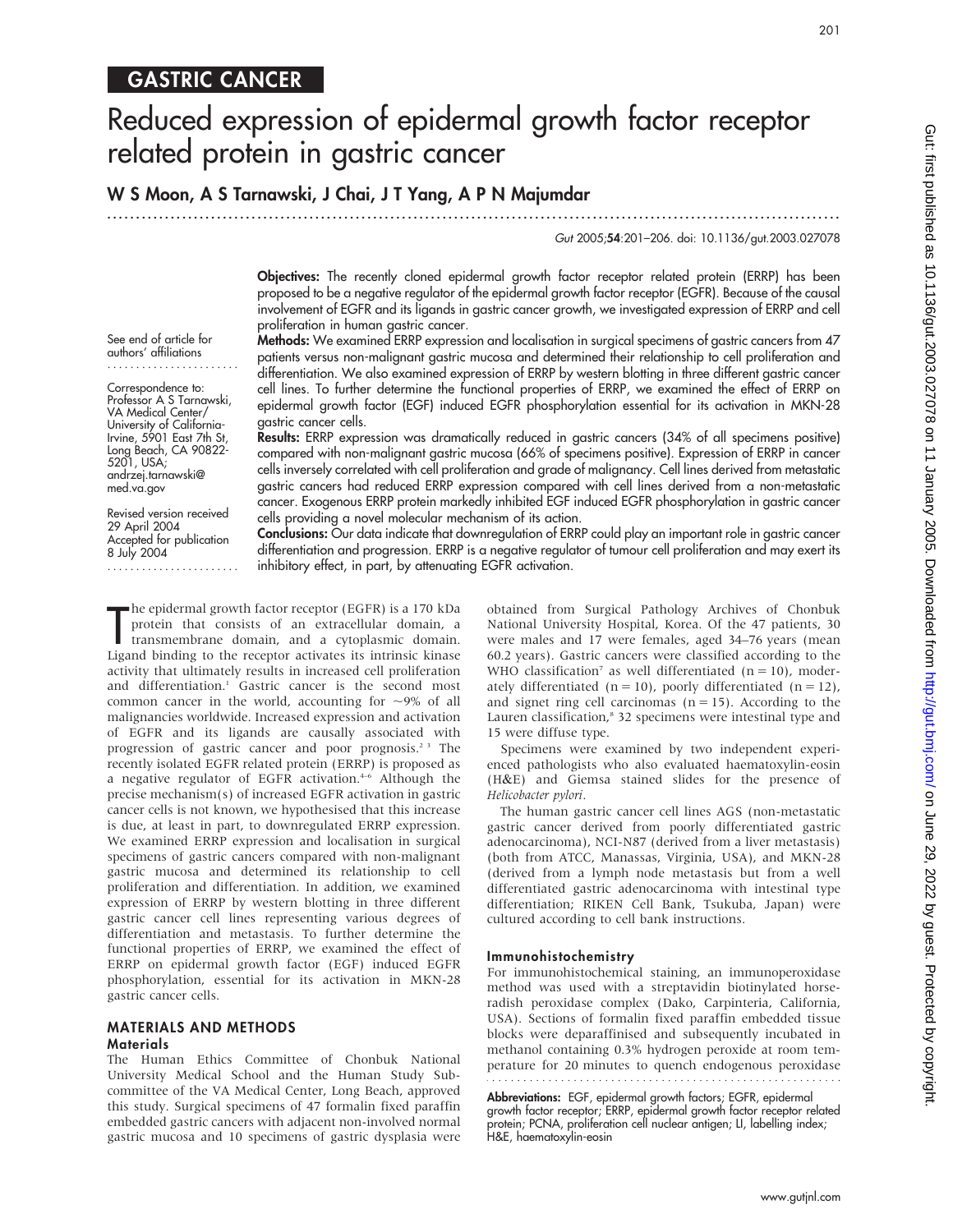GASTRIC CANCER

# Reduced expression of epidermal growth factor receptor related protein in gastric cancer

**W S Moon, A S Tarnawski, J Chai, J T Yang, A P N Majumdar**

Gut 2005;**54**:201–206. doi: 10.1136/gut.2003.027078

See end of article for authors' affiliations

Correspondence to: Professor A S Tarnawski, VA Medical Center/ University of California-Irvine, 5901 East 7th St, Long Beach, CA 90822-5201, USA; andrzej.tarnawski@med.va.gov

Revised version received 29 April 2004
Accepted for publication 8 July 2004

**Objectives:** The recently cloned epidermal growth factor receptor related protein (ERRP) has been proposed to be a negative regulator of the epidermal growth factor receptor (EGFR). Because of the causal involvement of EGFR and its ligands in gastric cancer growth, we investigated expression of ERRP and cell proliferation in human gastric cancer.

**Methods:** We examined ERRP expression and localisation in surgical specimens of gastric cancers from 47 patients versus non-malignant gastric mucosa and determined their relationship to cell proliferation and differentiation. We also examined expression of ERRP by western blotting in three different gastric cancer cell lines. To further determine the functional properties of ERRP, we examined the effect of ERRP on epidermal growth factor (EGF) induced EGFR phosphorylation essential for its activation in MKN-28 gastric cancer cells.

**Results:** ERRP expression was dramatically reduced in gastric cancers (34% of all specimens positive) compared with non-malignant gastric mucosa (66% of specimens positive). Expression of ERRP in cancer cells inversely correlated with cell proliferation and grade of malignancy. Cell lines derived from metastatic gastric cancers had reduced ERRP expression compared with cell lines derived from a non-metastatic cancer. Exogenous ERRP protein markedly inhibited EGF induced EGFR phosphorylation in gastric cancer cells providing a novel molecular mechanism of its action.

**Conclusions:** Our data indicate that downregulation of ERRP could play an important role in gastric cancer differentiation and progression. ERRP is a negative regulator of tumour cell proliferation and may exert its inhibitory effect, in part, by attenuating EGFR activation.

The epidermal growth factor receptor (EGFR) is a 170 kDa protein that consists of an extracellular domain, a transmembrane domain, and a cytoplasmic domain. Ligand binding to the receptor activates its intrinsic kinase activity that ultimately results in increased cell proliferation and differentiation.[1] Gastric cancer is the second most common cancer in the world, accounting for ~9% of all malignancies worldwide. Increased expression and activation of EGFR and its ligands are causally associated with progression of gastric cancer and poor prognosis.[2 3] The recently isolated EGFR related protein (ERRP) is proposed as a negative regulator of EGFR activation.[4–6] Although the precise mechanism(s) of increased EGFR activation in gastric cancer cells is not known, we hypothesised that this increase is due, at least in part, to downregulated ERRP expression. We examined ERRP expression and localisation in surgical specimens of gastric cancers compared with non-malignant gastric mucosa and determined its relationship to cell proliferation and differentiation. In addition, we examined expression of ERRP by western blotting in three different gastric cancer cell lines representing various degrees of differentiation and metastasis. To further determine the functional properties of ERRP, we examined the effect of ERRP on epidermal growth factor (EGF) induced EGFR phosphorylation, essential for its activation in MKN-28 gastric cancer cells.

## MATERIALS AND METHODS

### Materials

The Human Ethics Committee of Chonbuk National University Medical School and the Human Study Subcommittee of the VA Medical Center, Long Beach, approved this study. Surgical specimens of 47 formalin fixed paraffin embedded gastric cancers with adjacent non-involved normal gastric mucosa and 10 specimens of gastric dysplasia were obtained from Surgical Pathology Archives of Chonbuk National University Hospital, Korea. Of the 47 patients, 30 were males and 17 were females, aged 34–76 years (mean 60.2 years). Gastric cancers were classified according to the WHO classification[7] as well differentiated (n = 10), moderately differentiated (n = 10), poorly differentiated (n = 12), and signet ring cell carcinomas (n = 15). According to the Lauren classification,[8] 32 specimens were intestinal type and 15 were diffuse type.

Specimens were examined by two independent experienced pathologists who also evaluated haematoxylin-eosin (H&E) and Giemsa stained slides for the presence of *Helicobacter pylori*.

The human gastric cancer cell lines AGS (non-metastatic gastric cancer derived from poorly differentiated gastric adenocarcinoma), NCI-N87 (derived from a liver metastasis) (both from ATCC, Manassas, Virginia, USA), and MKN-28 (derived from a lymph node metastasis but from a well differentiated gastric adenocarcinoma with intestinal type differentiation; RIKEN Cell Bank, Tsukuba, Japan) were cultured according to cell bank instructions.

### Immunohistochemistry

For immunohistochemical staining, an immunoperoxidase method was used with a streptavidin biotinylated horseradish peroxidase complex (Dako, Carpinteria, California, USA). Sections of formalin fixed paraffin embedded tissue blocks were deparaffinised and subsequently incubated in methanol containing 0.3% hydrogen peroxide at room temperature for 20 minutes to quench endogenous peroxidase

**Abbreviations:** EGF, epidermal growth factors; EGFR, epidermal growth factor receptor; ERRP, epidermal growth factor receptor related protein; PCNA, proliferation cell nuclear antigen; LI, labelling index; H&E, haematoxylin-eosin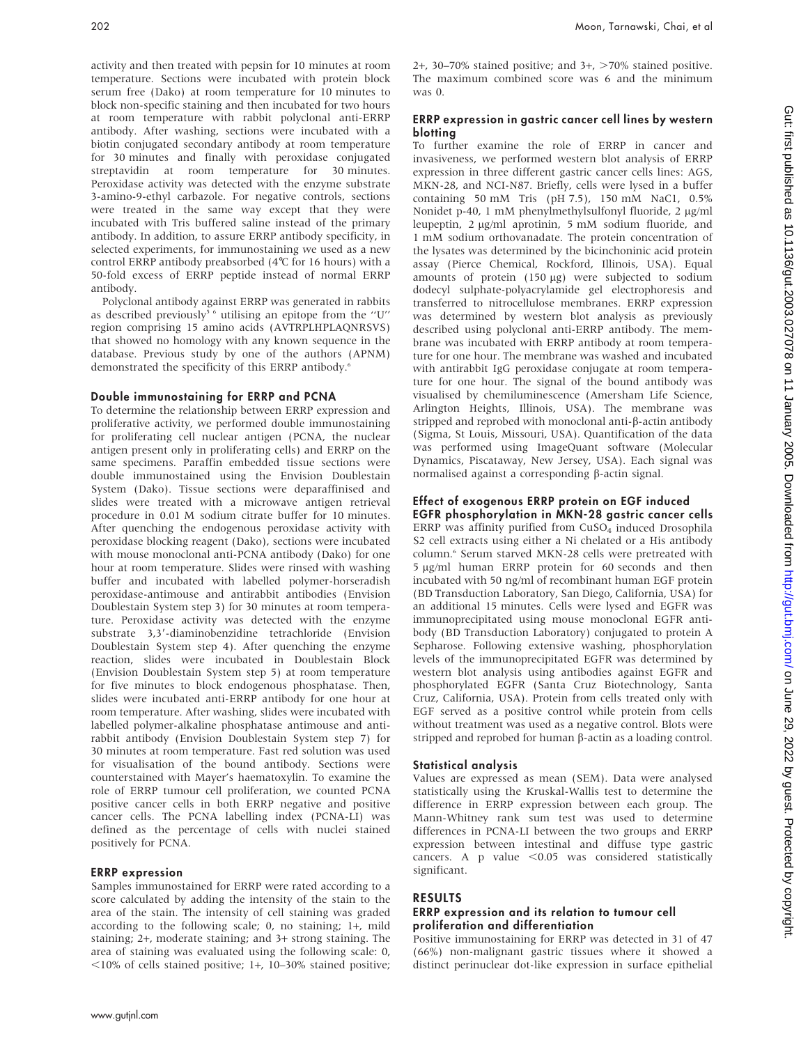activity and then treated with pepsin for 10 minutes at room temperature. Sections were incubated with protein block serum free (Dako) at room temperature for 10 minutes to block non-specific staining and then incubated for two hours at room temperature with rabbit polyclonal anti-ERRP antibody. After washing, sections were incubated with a biotin conjugated secondary antibody at room temperature for 30 minutes and finally with peroxidase conjugated streptavidin at room temperature for 30 minutes. Peroxidase activity was detected with the enzyme substrate 3-amino-9-ethyl carbazole. For negative controls, sections were treated in the same way except that they were incubated with Tris buffered saline instead of the primary antibody. In addition, to assure ERRP antibody specificity, in selected experiments, for immunostaining we used as a new control ERRP antibody preabsorbed (4°C for 16 hours) with a 50-fold excess of ERRP peptide instead of normal ERRP antibody.

Polyclonal antibody against ERRP was generated in rabbits as described previously[5 6] utilising an epitope from the "U" region comprising 15 amino acids (AVTRPLHPLAQNRSVS) that showed no homology with any known sequence in the database. Previous study by one of the authors (APNM) demonstrated the specificity of this ERRP antibody.[6]

### Double immunostaining for ERRP and PCNA

To determine the relationship between ERRP expression and proliferative activity, we performed double immunostaining for proliferating cell nuclear antigen (PCNA, the nuclear antigen present only in proliferating cells) and ERRP on the same specimens. Paraffin embedded tissue sections were double immunostained using the Envision Doublestain System (Dako). Tissue sections were deparaffinised and slides were treated with a microwave antigen retrieval procedure in 0.01 M sodium citrate buffer for 10 minutes. After quenching the endogenous peroxidase activity with peroxidase blocking reagent (Dako), sections were incubated with mouse monoclonal anti-PCNA antibody (Dako) for one hour at room temperature. Slides were rinsed with washing buffer and incubated with labelled polymer-horseradish peroxidase-antimouse and antirabbit antibodies (Envision Doublestain System step 3) for 30 minutes at room temperature. Peroxidase activity was detected with the enzyme substrate 3,3′-diaminobenzidine tetrachloride (Envision Doublestain System step 4). After quenching the enzyme reaction, slides were incubated in Doublestain Block (Envision Doublestain System step 5) at room temperature for five minutes to block endogenous phosphatase. Then, slides were incubated anti-ERRP antibody for one hour at room temperature. After washing, slides were incubated with labelled polymer-alkaline phosphatase antimouse and antirabbit antibody (Envision Doublestain System step 7) for 30 minutes at room temperature. Fast red solution was used for visualisation of the bound antibody. Sections were counterstained with Mayer's haematoxylin. To examine the role of ERRP tumour cell proliferation, we counted PCNA positive cancer cells in both ERRP negative and positive cancer cells. The PCNA labelling index (PCNA-LI) was defined as the percentage of cells with nuclei stained positively for PCNA.

### ERRP expression

Samples immunostained for ERRP were rated according to a score calculated by adding the intensity of the stain to the area of the stain. The intensity of cell staining was graded according to the following scale; 0, no staining; 1+, mild staining; 2+, moderate staining; and 3+ strong staining. The area of staining was evaluated using the following scale: 0, <10% of cells stained positive; 1+, 10–30% stained positive; 2+, 30–70% stained positive; and 3+, >70% stained positive. The maximum combined score was 6 and the minimum was 0.

### ERRP expression in gastric cancer cell lines by western blotting

To further examine the role of ERRP in cancer and invasiveness, we performed western blot analysis of ERRP expression in three different gastric cancer cells lines: AGS, MKN-28, and NCI-N87. Briefly, cells were lysed in a buffer containing 50 mM Tris (pH 7.5), 150 mM NaC1, 0.5% Nonidet p-40, 1 mM phenylmethylsulfonyl fluoride, 2 μg/ml leupeptin, 2 μg/ml aprotinin, 5 mM sodium fluoride, and 1 mM sodium orthovanadate. The protein concentration of the lysates was determined by the bicinchoninic acid protein assay (Pierce Chemical, Rockford, Illinois, USA). Equal amounts of protein (150 μg) were subjected to sodium dodecyl sulphate-polyacrylamide gel electrophoresis and transferred to nitrocellulose membranes. ERRP expression was determined by western blot analysis as previously described using polyclonal anti-ERRP antibody. The membrane was incubated with ERRP antibody at room temperature for one hour. The membrane was washed and incubated with antirabbit IgG peroxidase conjugate at room temperature for one hour. The signal of the bound antibody was visualised by chemiluminescence (Amersham Life Science, Arlington Heights, Illinois, USA). The membrane was stripped and reprobed with monoclonal anti-β-actin antibody (Sigma, St Louis, Missouri, USA). Quantification of the data was performed using ImageQuant software (Molecular Dynamics, Piscataway, New Jersey, USA). Each signal was normalised against a corresponding β-actin signal.

### Effect of exogenous ERRP protein on EGF induced EGFR phosphorylation in MKN-28 gastric cancer cells

ERRP was affinity purified from $CuSO_4$ induced Drosophila S2 cell extracts using either a Ni chelated or a His antibody column.[6] Serum starved MKN-28 cells were pretreated with 5 μg/ml human ERRP protein for 60 seconds and then incubated with 50 ng/ml of recombinant human EGF protein (BD Transduction Laboratory, San Diego, California, USA) for an additional 15 minutes. Cells were lysed and EGFR was immunoprecipitated using mouse monoclonal EGFR antibody (BD Transduction Laboratory) conjugated to protein A Sepharose. Following extensive washing, phosphorylation levels of the immunoprecipitated EGFR was determined by western blot analysis using antibodies against EGFR and phosphorylated EGFR (Santa Cruz Biotechnology, Santa Cruz, California, USA). Protein from cells treated only with EGF served as a positive control while protein from cells without treatment was used as a negative control. Blots were stripped and reprobed for human β-actin as a loading control.

### Statistical analysis

Values are expressed as mean (SEM). Data were analysed statistically using the Kruskal-Wallis test to determine the difference in ERRP expression between each group. The Mann-Whitney rank sum test was used to determine differences in PCNA-LI between the two groups and ERRP expression between intestinal and diffuse type gastric cancers. A p value $<0.05$ was considered statistically significant.

## RESULTS

### ERRP expression and its relation to tumour cell proliferation and differentiation

Positive immunostaining for ERRP was detected in 31 of 47 (66%) non-malignant gastric tissues where it showed a distinct perinuclear dot-like expression in surface epithelial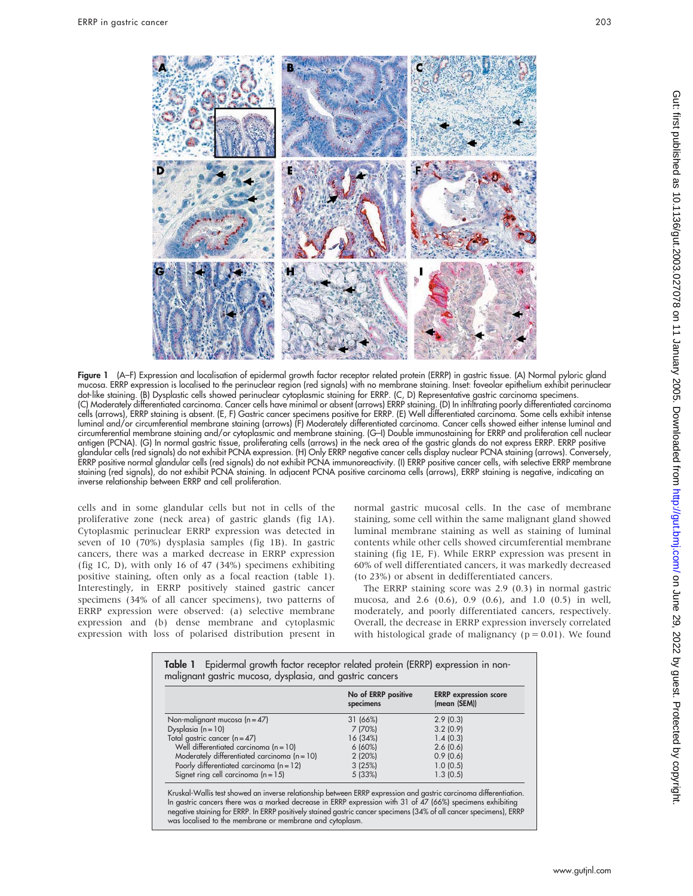Figure 1 (A–F) Expression and localisation of epidermal growth factor receptor related protein (ERRP) in gastric tissue. (A) Normal pyloric gland mucosa. ERRP expression is localised to the perinuclear region (red signals) with no membrane staining. Inset: foveolar epithelium exhibit perinuclear dot-like staining. (B) Dysplastic cells showed perinuclear cytoplasmic staining for ERRP. (C, D) Representative gastric carcinoma specimens. (C) Moderately differentiated carcinoma. Cancer cells have minimal or absent (arrows) ERRP staining. (D) In infiltrating poorly differentiated carcinoma cells (arrows), ERRP staining is absent. (E, F) Gastric cancer specimens positive for ERRP. (E) Well differentiated carcinoma. Some cells exhibit intense luminal and/or circumferential membrane staining (arrows) (F) Moderately differentiated carcinoma. Cancer cells showed either intense luminal and circumferential membrane staining and/or cytoplasmic and membrane staining. (G–I) Double immunostaining for ERRP and proliferation cell nuclear antigen (PCNA). (G) In normal gastric tissue, proliferating cells (arrows) in the neck area of the gastric glands do not express ERRP. ERRP positive glandular cells (red signals) do not exhibit PCNA expression. (H) Only ERRP negative cancer cells display nuclear PCNA staining (arrows). Conversely, ERRP positive normal glandular cells (red signals) do not exhibit PCNA immunoreactivity. (I) ERRP positive cancer cells, with selective ERRP membrane staining (red signals), do not exhibit PCNA staining. In adjacent PCNA positive carcinoma cells (arrows), ERRP staining is negative, indicating an inverse relationship between ERRP and cell proliferation.

cells and in some glandular cells but not in cells of the proliferative zone (neck area) of gastric glands (fig 1A). Cytoplasmic perinuclear ERRP expression was detected in seven of 10 (70%) dysplasia samples (fig 1B). In gastric cancers, there was a marked decrease in ERRP expression (fig 1C, D), with only 16 of 47 (34%) specimens exhibiting positive staining, often only as a focal reaction (table 1). Interestingly, in ERRP positively stained gastric cancer specimens (34% of all cancer specimens), two patterns of ERRP expression were observed: (a) selective membrane expression and (b) dense membrane and cytoplasmic expression with loss of polarised distribution present in normal gastric mucosal cells. In the case of membrane staining, some cell within the same malignant gland showed luminal membrane staining as well as staining of luminal contents while other cells showed circumferential membrane staining (fig 1E, F). While ERRP expression was present in 60% of well differentiated cancers, it was markedly decreased (to 23%) or absent in dedifferentiated cancers.

The ERRP staining score was 2.9 (0.3) in normal gastric mucosa, and 2.6 (0.6), 0.9 (0.6), and 1.0 (0.5) in well, moderately, and poorly differentiated cancers, respectively. Overall, the decrease in ERRP expression inversely correlated with histological grade of malignancy ($p = 0.01$). We found

**Table 1** Epidermal growth factor receptor related protein (ERRP) expression in non-malignant gastric mucosa, dysplasia, and gastric cancers

| | No of ERRP positive specimens | ERRP expression score (mean (SEM)) |
|---|---|---|
| Non-malignant mucosa (n = 47) | 31 (66%) | 2.9 (0.3) |
| Dysplasia (n = 10) | 7 (70%) | 3.2 (0.9) |
| Total gastric cancer (n = 47) | 16 (34%) | 1.4 (0.3) |
| Well differentiated carcinoma (n = 10) | 6 (60%) | 2.6 (0.6) |
| Moderately differentiated carcinoma (n = 10) | 2 (20%) | 0.9 (0.6) |
| Poorly differentiated carcinoma (n = 12) | 3 (25%) | 1.0 (0.5) |
| Signet ring cell carcinoma (n = 15) | 5 (33%) | 1.3 (0.5) |

Kruskal-Wallis test showed an inverse relationship between ERRP expression and gastric carcinoma differentiation. In gastric cancers there was a marked decrease in ERRP expression with 31 of 47 (66%) specimens exhibiting negative staining for ERRP. In ERRP positively stained gastric cancer specimens (34% of all cancer specimens), ERRP was localised to the membrane or membrane and cytoplasm.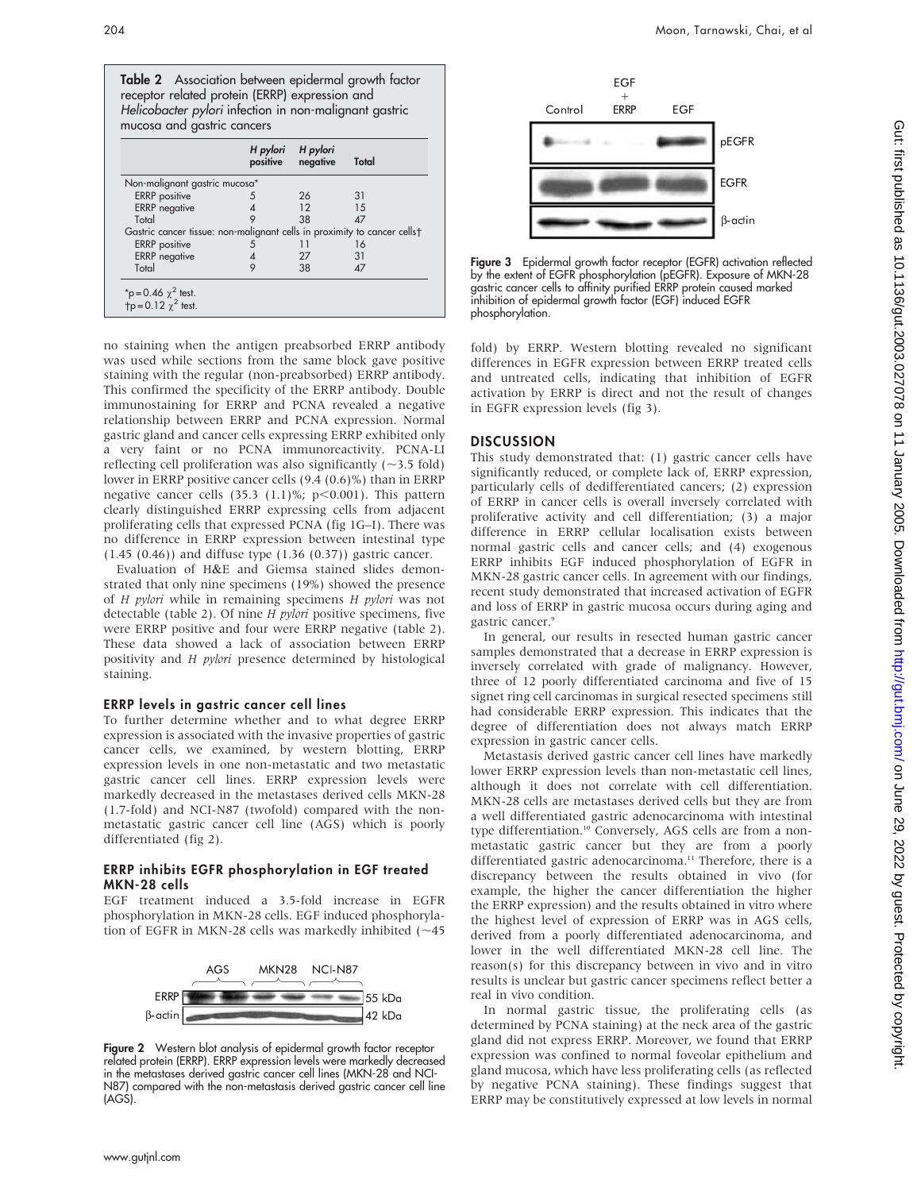**Table 2** Association between epidermal growth factor receptor related protein (ERRP) expression and *Helicobacter pylori* infection in non-malignant gastric mucosa and gastric cancers

| | *H pylori* positive | *H pylori* negative | Total |
|---|---|---|---|
| Non-malignant gastric mucosa* | | | |
| ERRP positive | 5 | 26 | 31 |
| ERRP negative | 4 | 12 | 15 |
| Total | 9 | 38 | 47 |
| Gastric cancer tissue: non-malignant cells in proximity to cancer cells† | | | |
| ERRP positive | 5 | 11 | 16 |
| ERRP negative | 4 | 27 | 31 |
| Total | 9 | 38 | 47 |

*p = 0.46 $\chi^2$ test.
†p = 0.12 $\chi^2$ test.

no staining when the antigen preabsorbed ERRP antibody was used while sections from the same block gave positive staining with the regular (non-preabsorbed) ERRP antibody. This confirmed the specificity of the ERRP antibody. Double immunostaining for ERRP and PCNA revealed a negative relationship between ERRP and PCNA expression. Normal gastric gland and cancer cells expressing ERRP exhibited only a very faint or no PCNA immunoreactivity. PCNA-LI reflecting cell proliferation was also significantly (~3.5 fold) lower in ERRP positive cancer cells (9.4 (0.6)%) than in ERRP negative cancer cells (35.3 (1.1)%; $p<0.001$). This pattern clearly distinguished ERRP expressing cells from adjacent proliferating cells that expressed PCNA (fig 1G–I). There was no difference in ERRP expression between intestinal type (1.45 (0.46)) and diffuse type (1.36 (0.37)) gastric cancer.

Evaluation of H&E and Giemsa stained slides demonstrated that only nine specimens (19%) showed the presence of *H pylori* while in remaining specimens *H pylori* was not detectable (table 2). Of nine *H pylori* positive specimens, five were ERRP positive and four were ERRP negative (table 2). These data showed a lack of association between ERRP positivity and *H pylori* presence determined by histological staining.

### ERRP levels in gastric cancer cell lines

To further determine whether and to what degree ERRP expression is associated with the invasive properties of gastric cancer cells, we examined, by western blotting, ERRP expression levels in one non-metastatic and two metastatic gastric cancer cell lines. ERRP expression levels were markedly decreased in the metastases derived cells MKN-28 (1.7-fold) and NCI-N87 (twofold) compared with the non-metastatic gastric cancer cell line (AGS) which is poorly differentiated (fig 2).

### ERRP inhibits EGFR phosphorylation in EGF treated MKN-28 cells

EGF treatment induced a 3.5-fold increase in EGFR phosphorylation in MKN-28 cells. EGF induced phosphorylation of EGFR in MKN-28 cells was markedly inhibited (~45 fold) by ERRP. Western blotting revealed no significant differences in EGFR expression between ERRP treated cells and untreated cells, indicating that inhibition of EGFR activation by ERRP is direct and not the result of changes in EGFR expression levels (fig 3).

**Figure 2** Western blot analysis of epidermal growth factor receptor related protein (ERRP). ERRP expression levels were markedly decreased in the metastases derived gastric cancer cell lines (MKN-28 and NCI-N87) compared with the non-metastasis derived gastric cancer cell line (AGS).

**Figure 3** Epidermal growth factor receptor (EGFR) activation reflected by the extent of EGFR phosphorylation (pEGFR). Exposure of MKN-28 gastric cancer cells to affinity purified ERRP protein caused marked inhibition of epidermal growth factor (EGF) induced EGFR phosphorylation.

## DISCUSSION

This study demonstrated that: (1) gastric cancer cells have significantly reduced, or complete lack of, ERRP expression, particularly cells of dedifferentiated cancers; (2) expression of ERRP in cancer cells is overall inversely correlated with proliferative activity and cell differentiation; (3) a major difference in ERRP cellular localisation exists between normal gastric cells and cancer cells; and (4) exogenous ERRP inhibits EGF induced phosphorylation of EGFR in MKN-28 gastric cancer cells. In agreement with our findings, recent study demonstrated that increased activation of EGFR and loss of ERRP in gastric mucosa occurs during aging and gastric cancer.[9]

In general, our results in resected human gastric cancer samples demonstrated that a decrease in ERRP expression is inversely correlated with grade of malignancy. However, three of 12 poorly differentiated carcinoma and five of 15 signet ring cell carcinomas in surgical resected specimens still had considerable ERRP expression. This indicates that the degree of differentiation does not always match ERRP expression in gastric cancer cells.

Metastasis derived gastric cancer cell lines have markedly lower ERRP expression levels than non-metastatic cell lines, although it does not correlate with cell differentiation. MKN-28 cells are metastases derived cells but they are from a well differentiated gastric adenocarcinoma with intestinal type differentiation.[10] Conversely, AGS cells are from a non-metastatic gastric cancer but they are from a poorly differentiated gastric adenocarcinoma.[11] Therefore, there is a discrepancy between the results obtained in vivo (for example, the higher the cancer differentiation the higher the ERRP expression) and the results obtained in vitro where the highest level of expression of ERRP was in AGS cells, derived from a poorly differentiated adenocarcinoma, and lower in the well differentiated MKN-28 cell line. The reason(s) for this discrepancy between in vivo and in vitro results is unclear but gastric cancer specimens reflect better a real in vivo condition.

In normal gastric tissue, the proliferating cells (as determined by PCNA staining) at the neck area of the gastric gland did not express ERRP. Moreover, we found that ERRP expression was confined to normal foveolar epithelium and gland mucosa, which have less proliferating cells (as reflected by negative PCNA staining). These findings suggest that ERRP may be constitutively expressed at low levels in normal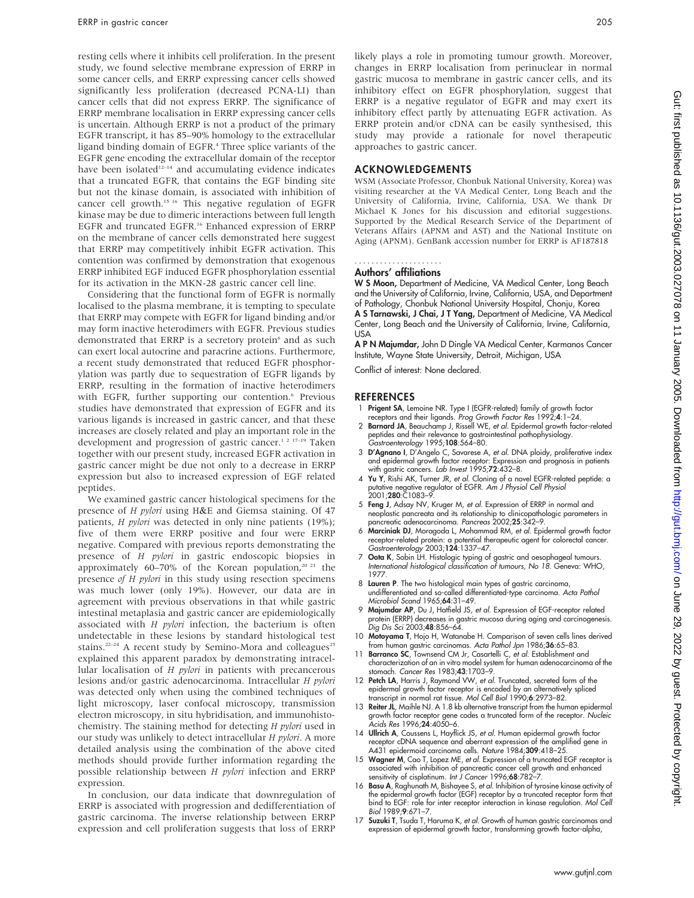resting cells where it inhibits cell proliferation. In the present study, we found selective membrane expression of ERRP in some cancer cells, and ERRP expressing cancer cells showed significantly less proliferation (decreased PCNA-LI) than cancer cells that did not express ERRP. The significance of ERRP membrane localisation in ERRP expressing cancer cells is uncertain. Although ERRP is not a product of the primary EGFR transcript, it has 85–90% homology to the extracellular ligand binding domain of EGFR.[4] Three splice variants of the EGFR gene encoding the extracellular domain of the receptor have been isolated[12–14] and accumulating evidence indicates that a truncated EGFR, that contains the EGF binding site but not the kinase domain, is associated with inhibition of cancer cell growth.[15 16] This negative regulation of EGFR kinase may be due to dimeric interactions between full length EGFR and truncated EGFR.[16] Enhanced expression of ERRP on the membrane of cancer cells demonstrated here suggest that ERRP may competitively inhibit EGFR activation. This contention was confirmed by demonstration that exogenous ERRP inhibited EGF induced EGFR phosphorylation essential for its activation in the MKN-28 gastric cancer cell line.

Considering that the functional form of EGFR is normally localised to the plasma membrane, it is tempting to speculate that ERRP may compete with EGFR for ligand binding and/or may form inactive heterodimers with EGFR. Previous studies demonstrated that ERRP is a secretory protein[6] and as such can exert local autocrine and paracrine actions. Furthermore, a recent study demonstrated that reduced EGFR phosphorylation was partly due to sequestration of EGFR ligands by ERRP, resulting in the formation of inactive heterodimers with EGFR, further supporting our contention.[6] Previous studies have demonstrated that expression of EGFR and its various ligands is increased in gastric cancer, and that these increases are closely related and play an important role in the development and progression of gastric cancer.[1 2 17–19] Taken together with our present study, increased EGFR activation in gastric cancer might be due not only to a decrease in ERRP expression but also to increased expression of EGF related peptides.

We examined gastric cancer histological specimens for the presence of *H pylori* using H&E and Giemsa staining. Of 47 patients, *H pylori* was detected in only nine patients (19%); five of them were ERRP positive and four were ERRP negative. Compared with previous reports demonstrating the presence of *H pylori* in gastric endoscopic biopsies in approximately 60–70% of the Korean population,[20 21] the presence *of H pylori* in this study using resection specimens was much lower (only 19%). However, our data are in agreement with previous observations in that while gastric intestinal metaplasia and gastric cancer are epidemiologically associated with *H pylori* infection, the bacterium is often undetectable in these lesions by standard histological test stains.[22–24] A recent study by Semino-Mora and colleagues[25] explained this apparent paradox by demonstrating intracellular localisation of *H pylori* in patients with precancerous lesions and/or gastric adenocarcinoma. Intracellular *H pylori* was detected only when using the combined techniques of light microscopy, laser confocal microscopy, transmission electron microscopy, in situ hybridisation, and immunohistochemistry. The staining method for detecting *H pylori* used in our study was unlikely to detect intracellular *H pylori*. A more detailed analysis using the combination of the above cited methods should provide further information regarding the possible relationship between *H pylori* infection and ERRP expression.

In conclusion, our data indicate that downregulation of ERRP is associated with progression and dedifferentiation of gastric carcinoma. The inverse relationship between ERRP expression and cell proliferation suggests that loss of ERRP likely plays a role in promoting tumour growth. Moreover, changes in ERRP localisation from perinuclear in normal gastric mucosa to membrane in gastric cancer cells, and its inhibitory effect on EGFR phosphorylation, suggest that ERRP is a negative regulator of EGFR and may exert its inhibitory effect partly by attenuating EGFR activation. As ERRP protein and/or cDNA can be easily synthesised, this study may provide a rationale for novel therapeutic approaches to gastric cancer.

## ACKNOWLEDGEMENTS

WSM (Associate Professor, Chonbuk National University, Korea) was visiting researcher at the VA Medical Center, Long Beach and the University of California, Irvine, California, USA. We thank Dr Michael K Jones for his discussion and editorial suggestions. Supported by the Medical Research Service of the Department of Veterans Affairs (APNM and AST) and the National Institute on Aging (APNM). GenBank accession number for ERRP is AF187818

### Authors' affiliations

**W S Moon,** Department of Medicine, VA Medical Center, Long Beach and the University of California, Irvine, California, USA, and Department of Pathology, Chonbuk National University Hospital, Chonju, Korea
**A S Tarnawski, J Chai, J T Yang,** Department of Medicine, VA Medical Center, Long Beach and the University of California, Irvine, California, USA
**A P N Majumdar,** John D Dingle VA Medical Center, Karmanos Cancer Institute, Wayne State University, Detroit, Michigan, USA

Conflict of interest: None declared.

## REFERENCES

1. **Prigent SA**, Lemoine NR. Type I (EGFR-related) family of growth factor receptors and their ligands. *Prog Growth Factor Res* 1992;**4**:1–24.
2. **Barnard JA**, Beauchamp J, Rissell WE, *et al*. Epidermal growth factor-related peptides and their relevance to gastrointestinal pathophysiology. *Gastroenterology* 1995;**108**:564–80.
3. **D'Agnano I**, D'Angelo C, Savarese A, *et al*. DNA ploidy, proliferative index and epidermal growth factor receptor: Expression and prognosis in patients with gastric cancers. *Lab Invest* 1995;**72**:432–8.
4. **Yu Y**, Rishi AK, Turner JR, *et al*. Cloning of a novel EGFR-related peptide: a putative negative regulator of EGFR. *Am J Physiol Cell Physiol* 2001;**280**:C1083–9.
5. **Feng J**, Adsay NV, Kruger M, *et al*. Expression of ERRP in normal and neoplastic pancreata and its relationship to clinicopathologic parameters in pancreatic adenocarcinoma. *Pancreas* 2002;**25**:342–9.
6. **Marciniak DJ**, Moragoda L, Mohammad RM, *et al*. Epidermal growth factor receptor-related protein: a potential therapeutic agent for colorectal cancer. *Gastroenterology* 2003;**124**:1337–47.
7. **Oota K**, Sobin LH. Histologic typing of gastric and oesophageal tumours. *International histological classification of tumours, No 18*. Geneva: WHO, 1977.
8. **Lauren P**. The two histological main types of gastric carcinoma, undifferentiated and so-called differentiated-type carcinoma. *Acta Pathol Microbiol Scand* 1965;**64**:31–49.
9. **Majumdar AP**, Du J, Hatfield JS, *et al*. Expression of EGF-receptor related protein (ERRP) decreases in gastric mucosa during aging and carcinogenesis. *Dig Dis Sci* 2003;**48**:856–64.
10. **Motoyama T**, Hojo H, Watanabe H. Comparison of seven cells lines derived from human gastric carcinomas. *Acta Pathol Jpn* 1986;**36**:65–83.
11. **Barranco SC**, Townsend CM Jr, Casartelli C, *et al*. Establishment and characterization of an in vitro model system for human adenocarcinoma of the stomach. *Cancer Res* 1983;**43**:1703–9.
12. **Petch LA**, Harris J, Raymond VW, *et al*. Truncated, secreted form of the epidermal growth factor receptor is encoded by an alternatively spliced transcript in normal rat tissue. *Mol Cell Biol* 1990;**6**:2973–82.
13. **Reiter JL**, Maihle NJ. A 1.8 kb alternative transcript from the human epidermal growth factor receptor gene codes a truncated form of the receptor. *Nucleic Acids Res* 1996;**24**:4050–6.
14. **Ullrich A**, Coussens L, Hayflick JS, *et al*. Human epidermal growth factor receptor cDNA sequence and aberrant expression of the amplified gene in A431 epidermoid carcinoma cells. *Nature* 1984;**309**:418–25.
15. **Wagner M**, Cao T, Lopez ME, *et al*. Expression of a truncated EGF receptor is associated with inhibition of pancreatic cancer cell growth and enhanced sensitivity of cisplatinum. *Int J Cancer* 1996;**68**:782–7.
16. **Basu A**, Raghunath M, Bishayee S, *et al*. Inhibition of tyrosine kinase activity of the epidermal growth factor (EGF) receptor by a truncated receptor form that bind to EGF: role for inter receptor interaction in kinase regulation. *Mol Cell Biol* 1989;**9**:671–7.
17. **Suzuki T**, Tsuda T, Haruma K, *et al*. Growth of human gastric carcinomas and expression of epidermal growth factor, transforming growth factor-alpha,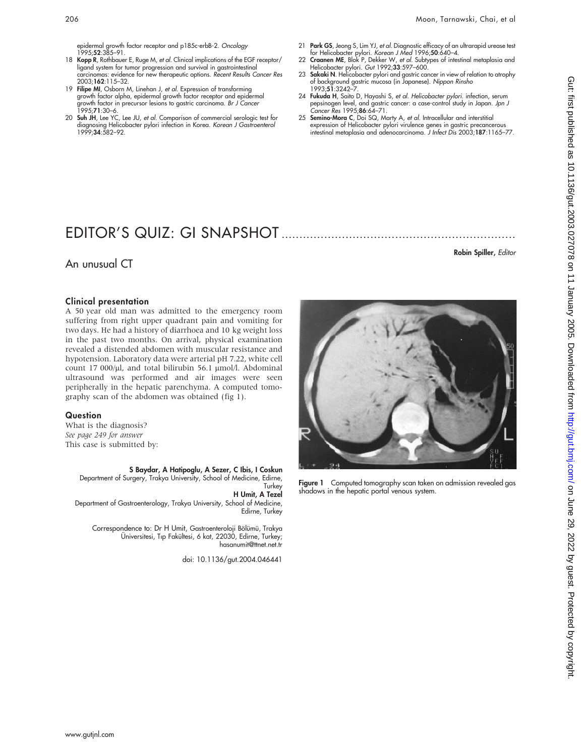epidermal growth factor receptor and p185c-erbB-2. *Oncology* 1995;**52**:385–91.

18 **Kopp R**, Rothbauer E, Ruge M, *et al*. Clinical implications of the EGF receptor/ligand system for tumor progression and survival in gastrointestinal carcinomas: evidence for new therapeutic options. *Recent Results Cancer Res* 2003;**162**:115–32.

19 **Filipe MI**, Osborn M, Linehan J, *et al*. Expression of transforming growth factor alpha, epidermal growth factor receptor and epidermal growth factor in precursor lesions to gastric carcinoma. *Br J Cancer* 1995;**71**:30–6.

20 **Suh JH**, Lee YC, Lee JU, *et al*. Comparison of commercial serologic test for diagnosing Helicobacter pylori infection in Korea. *Korean J Gastroenterol* 1999;**34**:582–92.

21 **Park GS**, Jeong S, Lim YJ, *et al*. Diagnostic efficacy of an ultrarapid urease test for Helicobacter pylori. *Korean J Med* 1996;**50**:640–4.

22 **Craanen ME**, Blok P, Dekker W, *et al*. Subtypes of intestinal metaplasia and Helicobacter pylori. *Gut* 1992;**33**:597–600.

23 **Sakaki N**. Helicobacter pylori and gastric cancer in view of relation to atrophy of background gastric mucosa (in Japanese). *Nippon Rinsho* 1993;**51**:3242–7.

24 **Fukuda H**, Saito D, Hayashi S, *et al*. *Helicobacter pylori*. infection, serum pepsinogen level, and gastric cancer: a case-control study in Japan. *Jpn J Cancer Res* 1995;**86**:64–71.

25 **Semino-Mora C**, Doi SQ, Marty A, *et al*. Intracellular and interstitial expression of Helicobacter pylori virulence genes in gastric precancerous intestinal metaplasia and adenocarcinoma. *J Infect Dis* 2003;**187**:1165–77.

# EDITOR'S QUIZ: GI SNAPSHOT

**Robin Spiller,** *Editor*

## An unusual CT

### Clinical presentation

A 50 year old man was admitted to the emergency room suffering from right upper quadrant pain and vomiting for two days. He had a history of diarrhoea and 10 kg weight loss in the past two months. On arrival, physical examination revealed a distended abdomen with muscular resistance and hypotension. Laboratory data were arterial pH 7.22, white cell count 17 000/μl, and total bilirubin 56.1 μmol/l. Abdominal ultrasound was performed and air images were seen peripherally in the hepatic parenchyma. A computed tomography scan of the abdomen was obtained (fig 1).

### Question

What is the diagnosis?
*See page 249 for answer*
This case is submitted by:

**S Baydar, A Hatipoglu, A Sezer, C Ibis, I Coskun**
Department of Surgery, Trakya University, School of Medicine, Edirne, Turkey
**H Umit, A Tezel**
Department of Gastroenterology, Trakya University, School of Medicine, Edirne, Turkey

Correspondence to: Dr H Umit, Gastroenteroloji Bölümü, Trakya Üniversitesi, Tıp Fakültesi, 6 kat, 22030, Edirne, Turkey; hasanumit@ttnet.net.tr

doi: 10.1136/gut.2004.046441

**Figure 1** Computed tomography scan taken on admission revealed gas shadows in the hepatic portal venous system.